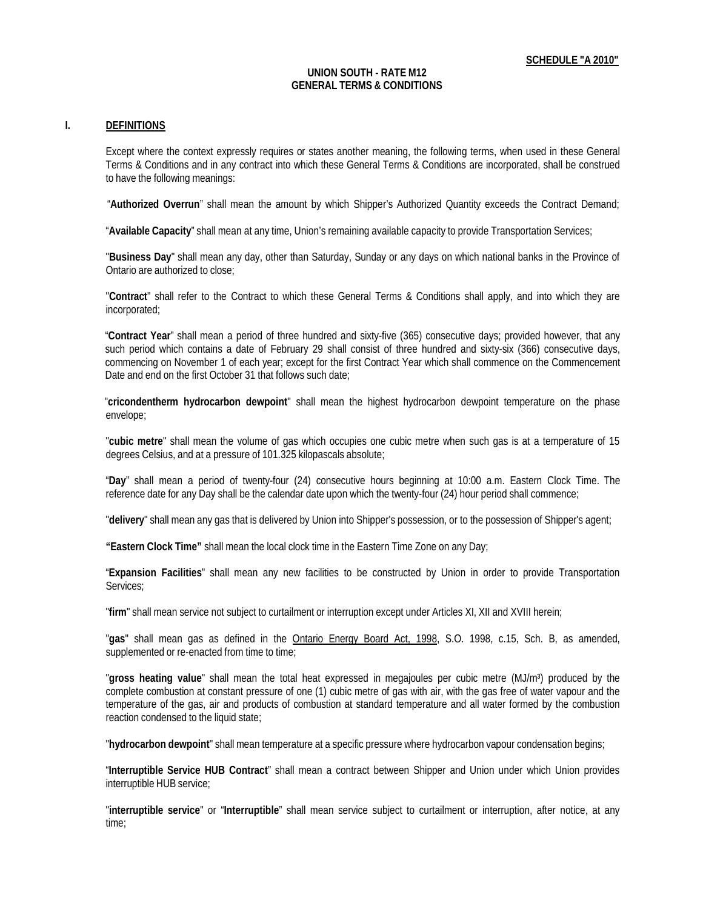**SCHEDULE "A 2010"**

**UNION SOUTH - RATE M12**
**GENERAL TERMS & CONDITIONS**

## I. DEFINITIONS

Except where the context expressly requires or states another meaning, the following terms, when used in these General Terms & Conditions and in any contract into which these General Terms & Conditions are incorporated, shall be construed to have the following meanings:

"**Authorized Overrun**" shall mean the amount by which Shipper's Authorized Quantity exceeds the Contract Demand;

"**Available Capacity**" shall mean at any time, Union's remaining available capacity to provide Transportation Services;

"**Business Day**" shall mean any day, other than Saturday, Sunday or any days on which national banks in the Province of Ontario are authorized to close;

"**Contract**" shall refer to the Contract to which these General Terms & Conditions shall apply, and into which they are incorporated;

"**Contract Year**" shall mean a period of three hundred and sixty-five (365) consecutive days; provided however, that any such period which contains a date of February 29 shall consist of three hundred and sixty-six (366) consecutive days, commencing on November 1 of each year; except for the first Contract Year which shall commence on the Commencement Date and end on the first October 31 that follows such date;

"**cricondentherm hydrocarbon dewpoint**" shall mean the highest hydrocarbon dewpoint temperature on the phase envelope;

"**cubic metre**" shall mean the volume of gas which occupies one cubic metre when such gas is at a temperature of 15 degrees Celsius, and at a pressure of 101.325 kilopascals absolute;

"**Day**" shall mean a period of twenty-four (24) consecutive hours beginning at 10:00 a.m. Eastern Clock Time. The reference date for any Day shall be the calendar date upon which the twenty-four (24) hour period shall commence;

"**delivery**" shall mean any gas that is delivered by Union into Shipper's possession, or to the possession of Shipper's agent;

**"Eastern Clock Time"** shall mean the local clock time in the Eastern Time Zone on any Day;

"**Expansion Facilities**" shall mean any new facilities to be constructed by Union in order to provide Transportation Services;

"**firm**" shall mean service not subject to curtailment or interruption except under Articles XI, XII and XVIII herein;

"**gas**" shall mean gas as defined in the Ontario Energy Board Act, 1998, S.O. 1998, c.15, Sch. B, as amended, supplemented or re-enacted from time to time;

"**gross heating value**" shall mean the total heat expressed in megajoules per cubic metre (MJ/m³) produced by the complete combustion at constant pressure of one (1) cubic metre of gas with air, with the gas free of water vapour and the temperature of the gas, air and products of combustion at standard temperature and all water formed by the combustion reaction condensed to the liquid state;

"**hydrocarbon dewpoint**" shall mean temperature at a specific pressure where hydrocarbon vapour condensation begins;

"**Interruptible Service HUB Contract**" shall mean a contract between Shipper and Union under which Union provides interruptible HUB service;

"**interruptible service**" or "**Interruptible**" shall mean service subject to curtailment or interruption, after notice, at any time;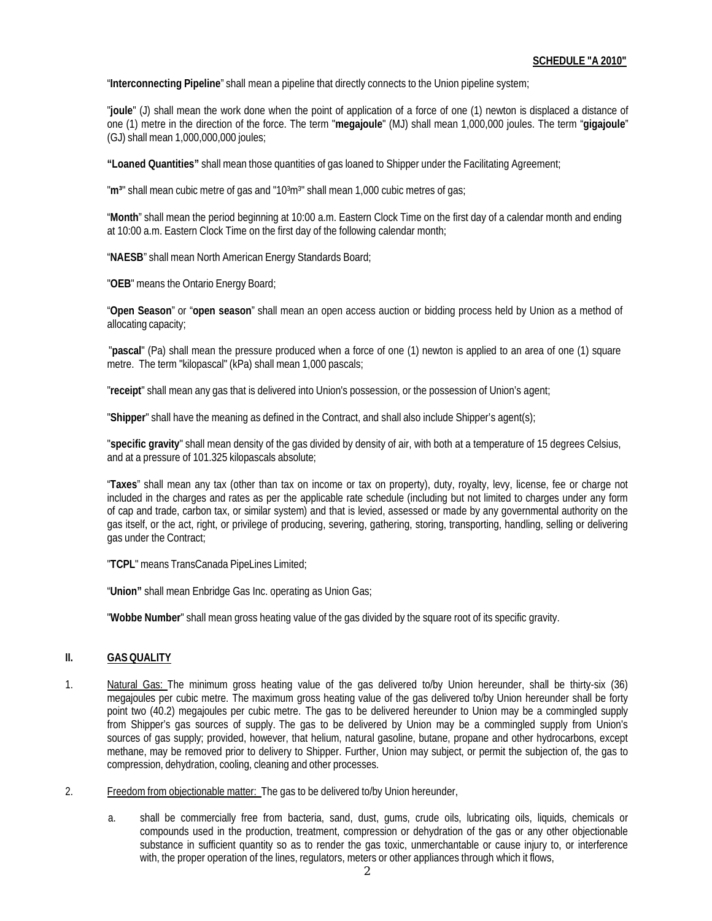**SCHEDULE "A 2010"**

"**Interconnecting Pipeline**" shall mean a pipeline that directly connects to the Union pipeline system;

"**joule**" (J) shall mean the work done when the point of application of a force of one (1) newton is displaced a distance of one (1) metre in the direction of the force. The term "**megajoule**" (MJ) shall mean 1,000,000 joules. The term "**gigajoule**" (GJ) shall mean 1,000,000,000 joules;

**"Loaned Quantities"** shall mean those quantities of gas loaned to Shipper under the Facilitating Agreement;

"**m³**" shall mean cubic metre of gas and "10³m³" shall mean 1,000 cubic metres of gas;

"**Month**" shall mean the period beginning at 10:00 a.m. Eastern Clock Time on the first day of a calendar month and ending at 10:00 a.m. Eastern Clock Time on the first day of the following calendar month;

"**NAESB**" shall mean North American Energy Standards Board;

"**OEB**" means the Ontario Energy Board;

"**Open Season**" or "**open season**" shall mean an open access auction or bidding process held by Union as a method of allocating capacity;

"**pascal**" (Pa) shall mean the pressure produced when a force of one (1) newton is applied to an area of one (1) square metre. The term "kilopascal" (kPa) shall mean 1,000 pascals;

"**receipt**" shall mean any gas that is delivered into Union's possession, or the possession of Union's agent;

"**Shipper**" shall have the meaning as defined in the Contract, and shall also include Shipper's agent(s);

"**specific gravity**" shall mean density of the gas divided by density of air, with both at a temperature of 15 degrees Celsius, and at a pressure of 101.325 kilopascals absolute;

"**Taxes**" shall mean any tax (other than tax on income or tax on property), duty, royalty, levy, license, fee or charge not included in the charges and rates as per the applicable rate schedule (including but not limited to charges under any form of cap and trade, carbon tax, or similar system) and that is levied, assessed or made by any governmental authority on the gas itself, or the act, right, or privilege of producing, severing, gathering, storing, transporting, handling, selling or delivering gas under the Contract;

"**TCPL**" means TransCanada PipeLines Limited;

"**Union"** shall mean Enbridge Gas Inc. operating as Union Gas;

"**Wobbe Number**" shall mean gross heating value of the gas divided by the square root of its specific gravity.

## II. GAS QUALITY

1. Natural Gas: The minimum gross heating value of the gas delivered to/by Union hereunder, shall be thirty-six (36) megajoules per cubic metre. The maximum gross heating value of the gas delivered to/by Union hereunder shall be forty point two (40.2) megajoules per cubic metre. The gas to be delivered hereunder to Union may be a commingled supply from Shipper's gas sources of supply. The gas to be delivered by Union may be a commingled supply from Union's sources of gas supply; provided, however, that helium, natural gasoline, butane, propane and other hydrocarbons, except methane, may be removed prior to delivery to Shipper. Further, Union may subject, or permit the subjection of, the gas to compression, dehydration, cooling, cleaning and other processes.

2. Freedom from objectionable matter: The gas to be delivered to/by Union hereunder,

   a. shall be commercially free from bacteria, sand, dust, gums, crude oils, lubricating oils, liquids, chemicals or compounds used in the production, treatment, compression or dehydration of the gas or any other objectionable substance in sufficient quantity so as to render the gas toxic, unmerchantable or cause injury to, or interference with, the proper operation of the lines, regulators, meters or other appliances through which it flows,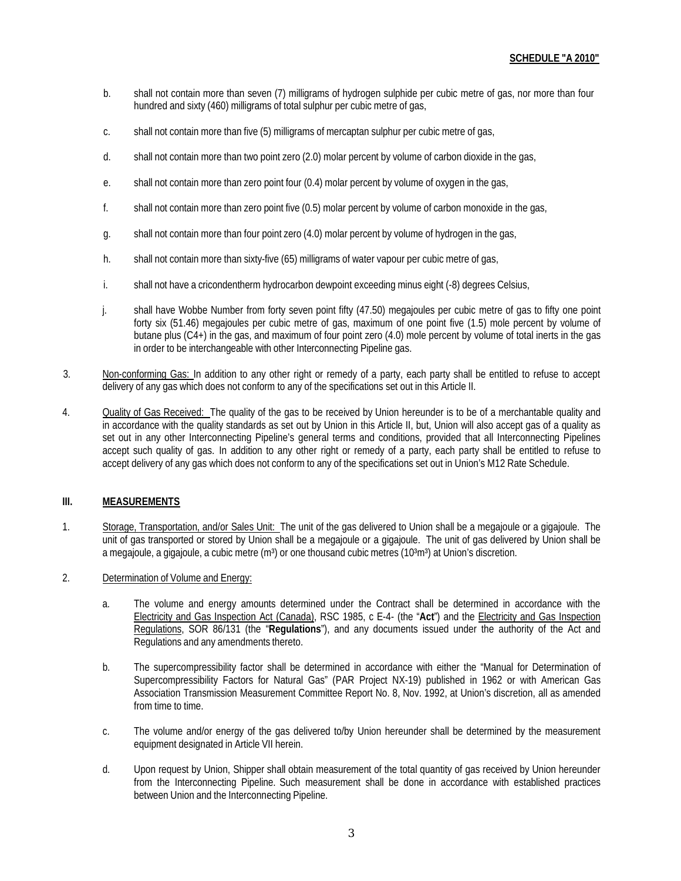b. shall not contain more than seven (7) milligrams of hydrogen sulphide per cubic metre of gas, nor more than four hundred and sixty (460) milligrams of total sulphur per cubic metre of gas,

c. shall not contain more than five (5) milligrams of mercaptan sulphur per cubic metre of gas,

d. shall not contain more than two point zero (2.0) molar percent by volume of carbon dioxide in the gas,

e. shall not contain more than zero point four (0.4) molar percent by volume of oxygen in the gas,

f. shall not contain more than zero point five (0.5) molar percent by volume of carbon monoxide in the gas,

g. shall not contain more than four point zero (4.0) molar percent by volume of hydrogen in the gas,

h. shall not contain more than sixty-five (65) milligrams of water vapour per cubic metre of gas,

i. shall not have a cricondentherm hydrocarbon dewpoint exceeding minus eight (-8) degrees Celsius,

j. shall have Wobbe Number from forty seven point fifty (47.50) megajoules per cubic metre of gas to fifty one point forty six (51.46) megajoules per cubic metre of gas, maximum of one point five (1.5) mole percent by volume of butane plus (C4+) in the gas, and maximum of four point zero (4.0) mole percent by volume of total inerts in the gas in order to be interchangeable with other Interconnecting Pipeline gas.

3. Non-conforming Gas: In addition to any other right or remedy of a party, each party shall be entitled to refuse to accept delivery of any gas which does not conform to any of the specifications set out in this Article II.

4. Quality of Gas Received: The quality of the gas to be received by Union hereunder is to be of a merchantable quality and in accordance with the quality standards as set out by Union in this Article II, but, Union will also accept gas of a quality as set out in any other Interconnecting Pipeline's general terms and conditions, provided that all Interconnecting Pipelines accept such quality of gas. In addition to any other right or remedy of a party, each party shall be entitled to refuse to accept delivery of any gas which does not conform to any of the specifications set out in Union's M12 Rate Schedule.

## III. MEASUREMENTS

1. Storage, Transportation, and/or Sales Unit: The unit of the gas delivered to Union shall be a megajoule or a gigajoule. The unit of gas transported or stored by Union shall be a megajoule or a gigajoule. The unit of gas delivered by Union shall be a megajoule, a gigajoule, a cubic metre ($m^3$) or one thousand cubic metres ($10^3m^3$) at Union's discretion.

2. Determination of Volume and Energy:

   a. The volume and energy amounts determined under the Contract shall be determined in accordance with the Electricity and Gas Inspection Act (Canada), RSC 1985, c E-4- (the "**Act**") and the Electricity and Gas Inspection Regulations, SOR 86/131 (the "**Regulations**"), and any documents issued under the authority of the Act and Regulations and any amendments thereto.

   b. The supercompressibility factor shall be determined in accordance with either the "Manual for Determination of Supercompressibility Factors for Natural Gas" (PAR Project NX-19) published in 1962 or with American Gas Association Transmission Measurement Committee Report No. 8, Nov. 1992, at Union's discretion, all as amended from time to time.

   c. The volume and/or energy of the gas delivered to/by Union hereunder shall be determined by the measurement equipment designated in Article VII herein.

   d. Upon request by Union, Shipper shall obtain measurement of the total quantity of gas received by Union hereunder from the Interconnecting Pipeline. Such measurement shall be done in accordance with established practices between Union and the Interconnecting Pipeline.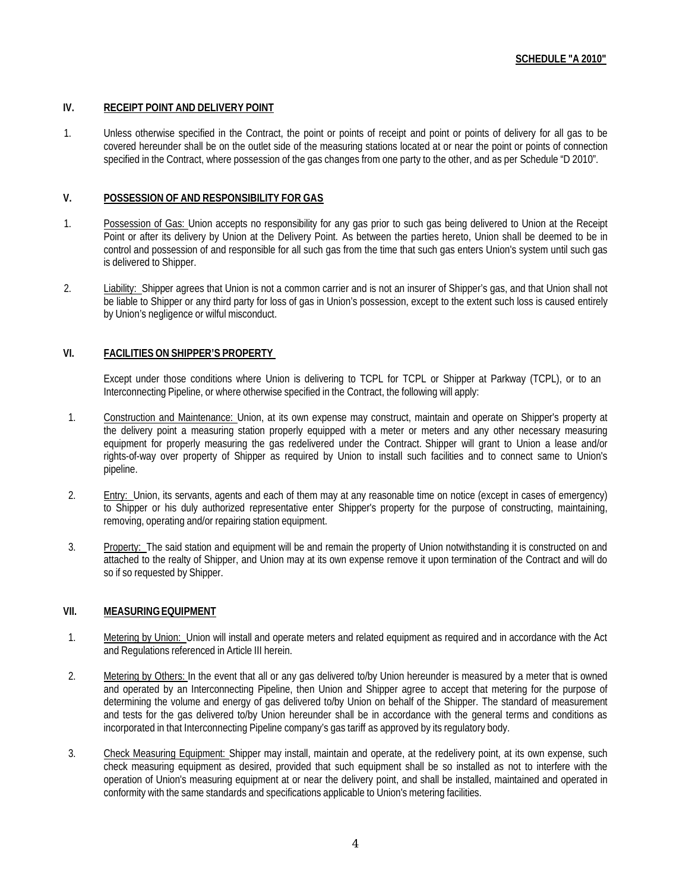**SCHEDULE "A 2010"**

## IV. RECEIPT POINT AND DELIVERY POINT

1. Unless otherwise specified in the Contract, the point or points of receipt and point or points of delivery for all gas to be covered hereunder shall be on the outlet side of the measuring stations located at or near the point or points of connection specified in the Contract, where possession of the gas changes from one party to the other, and as per Schedule "D 2010".

## V. POSSESSION OF AND RESPONSIBILITY FOR GAS

1. Possession of Gas: Union accepts no responsibility for any gas prior to such gas being delivered to Union at the Receipt Point or after its delivery by Union at the Delivery Point. As between the parties hereto, Union shall be deemed to be in control and possession of and responsible for all such gas from the time that such gas enters Union's system until such gas is delivered to Shipper.

2. Liability: Shipper agrees that Union is not a common carrier and is not an insurer of Shipper's gas, and that Union shall not be liable to Shipper or any third party for loss of gas in Union's possession, except to the extent such loss is caused entirely by Union's negligence or wilful misconduct.

## VI. FACILITIES ON SHIPPER'S PROPERTY

Except under those conditions where Union is delivering to TCPL for TCPL or Shipper at Parkway (TCPL), or to an Interconnecting Pipeline, or where otherwise specified in the Contract, the following will apply:

1. Construction and Maintenance: Union, at its own expense may construct, maintain and operate on Shipper's property at the delivery point a measuring station properly equipped with a meter or meters and any other necessary measuring equipment for properly measuring the gas redelivered under the Contract. Shipper will grant to Union a lease and/or rights-of-way over property of Shipper as required by Union to install such facilities and to connect same to Union's pipeline.

2. Entry: Union, its servants, agents and each of them may at any reasonable time on notice (except in cases of emergency) to Shipper or his duly authorized representative enter Shipper's property for the purpose of constructing, maintaining, removing, operating and/or repairing station equipment.

3. Property: The said station and equipment will be and remain the property of Union notwithstanding it is constructed on and attached to the realty of Shipper, and Union may at its own expense remove it upon termination of the Contract and will do so if so requested by Shipper.

## VII. MEASURING EQUIPMENT

1. Metering by Union: Union will install and operate meters and related equipment as required and in accordance with the Act and Regulations referenced in Article III herein.

2. Metering by Others: In the event that all or any gas delivered to/by Union hereunder is measured by a meter that is owned and operated by an Interconnecting Pipeline, then Union and Shipper agree to accept that metering for the purpose of determining the volume and energy of gas delivered to/by Union on behalf of the Shipper. The standard of measurement and tests for the gas delivered to/by Union hereunder shall be in accordance with the general terms and conditions as incorporated in that Interconnecting Pipeline company's gas tariff as approved by its regulatory body.

3. Check Measuring Equipment: Shipper may install, maintain and operate, at the redelivery point, at its own expense, such check measuring equipment as desired, provided that such equipment shall be so installed as not to interfere with the operation of Union's measuring equipment at or near the delivery point, and shall be installed, maintained and operated in conformity with the same standards and specifications applicable to Union's metering facilities.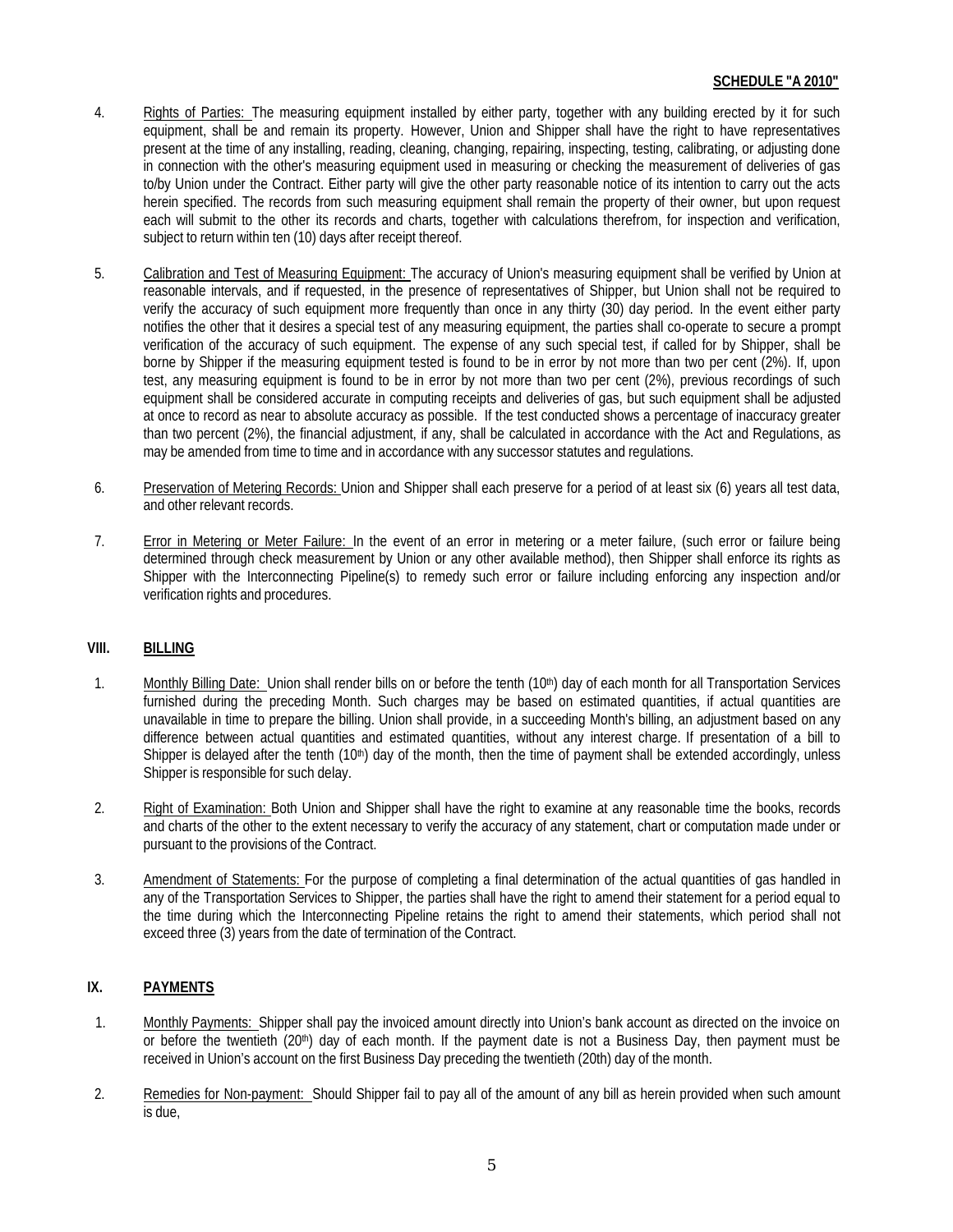**SCHEDULE "A 2010"**

4. Rights of Parties: The measuring equipment installed by either party, together with any building erected by it for such equipment, shall be and remain its property. However, Union and Shipper shall have the right to have representatives present at the time of any installing, reading, cleaning, changing, repairing, inspecting, testing, calibrating, or adjusting done in connection with the other's measuring equipment used in measuring or checking the measurement of deliveries of gas to/by Union under the Contract. Either party will give the other party reasonable notice of its intention to carry out the acts herein specified. The records from such measuring equipment shall remain the property of their owner, but upon request each will submit to the other its records and charts, together with calculations therefrom, for inspection and verification, subject to return within ten (10) days after receipt thereof.

5. Calibration and Test of Measuring Equipment: The accuracy of Union's measuring equipment shall be verified by Union at reasonable intervals, and if requested, in the presence of representatives of Shipper, but Union shall not be required to verify the accuracy of such equipment more frequently than once in any thirty (30) day period. In the event either party notifies the other that it desires a special test of any measuring equipment, the parties shall co-operate to secure a prompt verification of the accuracy of such equipment. The expense of any such special test, if called for by Shipper, shall be borne by Shipper if the measuring equipment tested is found to be in error by not more than two per cent (2%). If, upon test, any measuring equipment is found to be in error by not more than two per cent (2%), previous recordings of such equipment shall be considered accurate in computing receipts and deliveries of gas, but such equipment shall be adjusted at once to record as near to absolute accuracy as possible. If the test conducted shows a percentage of inaccuracy greater than two percent (2%), the financial adjustment, if any, shall be calculated in accordance with the Act and Regulations, as may be amended from time to time and in accordance with any successor statutes and regulations.

6. Preservation of Metering Records: Union and Shipper shall each preserve for a period of at least six (6) years all test data, and other relevant records.

7. Error in Metering or Meter Failure: In the event of an error in metering or a meter failure, (such error or failure being determined through check measurement by Union or any other available method), then Shipper shall enforce its rights as Shipper with the Interconnecting Pipeline(s) to remedy such error or failure including enforcing any inspection and/or verification rights and procedures.

## VIII. BILLING

1. Monthly Billing Date: Union shall render bills on or before the tenth (10th) day of each month for all Transportation Services furnished during the preceding Month. Such charges may be based on estimated quantities, if actual quantities are unavailable in time to prepare the billing. Union shall provide, in a succeeding Month's billing, an adjustment based on any difference between actual quantities and estimated quantities, without any interest charge. If presentation of a bill to Shipper is delayed after the tenth (10th) day of the month, then the time of payment shall be extended accordingly, unless Shipper is responsible for such delay.

2. Right of Examination: Both Union and Shipper shall have the right to examine at any reasonable time the books, records and charts of the other to the extent necessary to verify the accuracy of any statement, chart or computation made under or pursuant to the provisions of the Contract.

3. Amendment of Statements: For the purpose of completing a final determination of the actual quantities of gas handled in any of the Transportation Services to Shipper, the parties shall have the right to amend their statement for a period equal to the time during which the Interconnecting Pipeline retains the right to amend their statements, which period shall not exceed three (3) years from the date of termination of the Contract.

## IX. PAYMENTS

1. Monthly Payments: Shipper shall pay the invoiced amount directly into Union's bank account as directed on the invoice on or before the twentieth (20th) day of each month. If the payment date is not a Business Day, then payment must be received in Union's account on the first Business Day preceding the twentieth (20th) day of the month.

2. Remedies for Non-payment: Should Shipper fail to pay all of the amount of any bill as herein provided when such amount is due,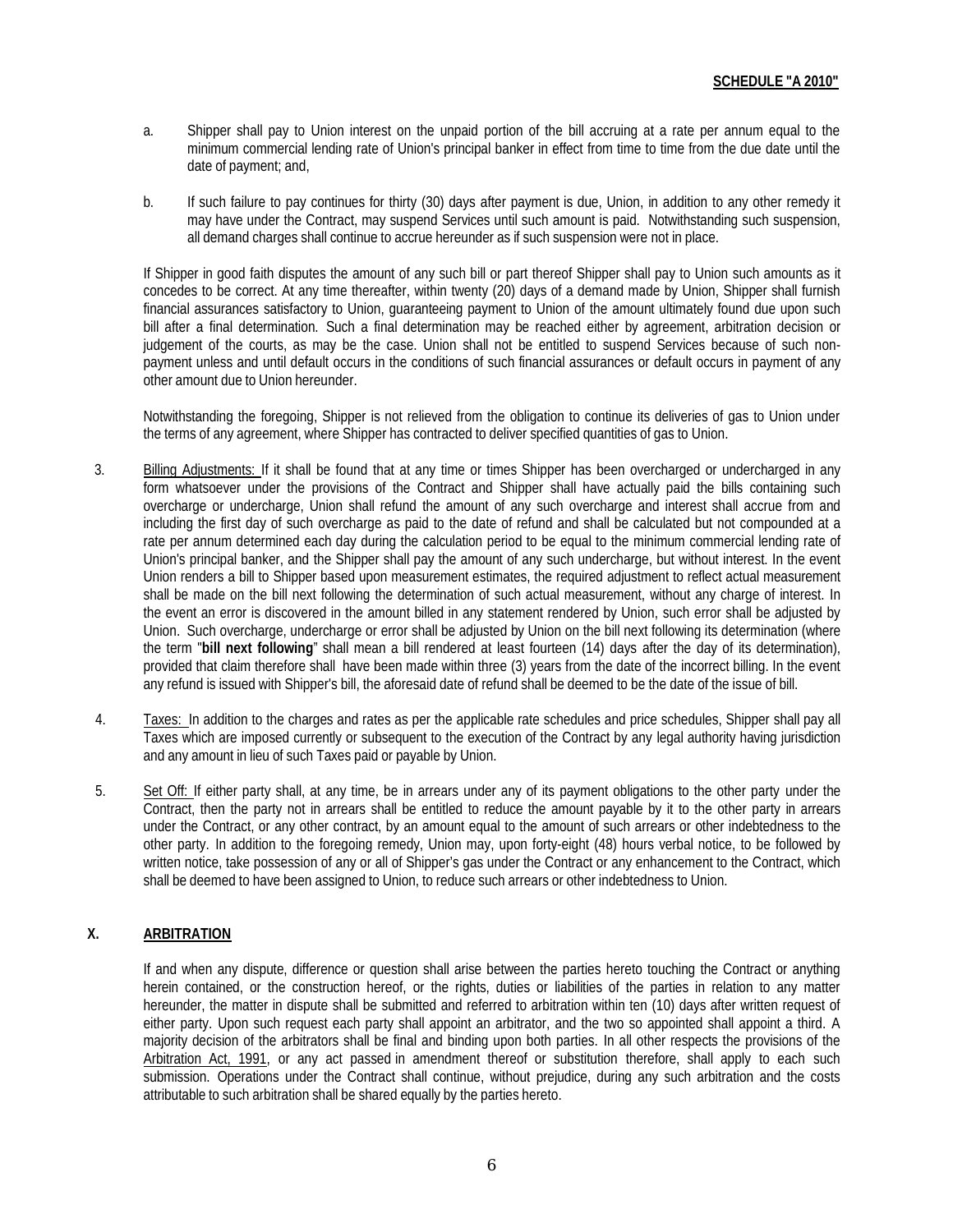a. Shipper shall pay to Union interest on the unpaid portion of the bill accruing at a rate per annum equal to the minimum commercial lending rate of Union's principal banker in effect from time to time from the due date until the date of payment; and,

b. If such failure to pay continues for thirty (30) days after payment is due, Union, in addition to any other remedy it may have under the Contract, may suspend Services until such amount is paid. Notwithstanding such suspension, all demand charges shall continue to accrue hereunder as if such suspension were not in place.

If Shipper in good faith disputes the amount of any such bill or part thereof Shipper shall pay to Union such amounts as it concedes to be correct. At any time thereafter, within twenty (20) days of a demand made by Union, Shipper shall furnish financial assurances satisfactory to Union, guaranteeing payment to Union of the amount ultimately found due upon such bill after a final determination. Such a final determination may be reached either by agreement, arbitration decision or judgement of the courts, as may be the case. Union shall not be entitled to suspend Services because of such non-payment unless and until default occurs in the conditions of such financial assurances or default occurs in payment of any other amount due to Union hereunder.

Notwithstanding the foregoing, Shipper is not relieved from the obligation to continue its deliveries of gas to Union under the terms of any agreement, where Shipper has contracted to deliver specified quantities of gas to Union.

3. Billing Adjustments: If it shall be found that at any time or times Shipper has been overcharged or undercharged in any form whatsoever under the provisions of the Contract and Shipper shall have actually paid the bills containing such overcharge or undercharge, Union shall refund the amount of any such overcharge and interest shall accrue from and including the first day of such overcharge as paid to the date of refund and shall be calculated but not compounded at a rate per annum determined each day during the calculation period to be equal to the minimum commercial lending rate of Union's principal banker, and the Shipper shall pay the amount of any such undercharge, but without interest. In the event Union renders a bill to Shipper based upon measurement estimates, the required adjustment to reflect actual measurement shall be made on the bill next following the determination of such actual measurement, without any charge of interest. In the event an error is discovered in the amount billed in any statement rendered by Union, such error shall be adjusted by Union. Such overcharge, undercharge or error shall be adjusted by Union on the bill next following its determination (where the term "**bill next following**" shall mean a bill rendered at least fourteen (14) days after the day of its determination), provided that claim therefore shall have been made within three (3) years from the date of the incorrect billing. In the event any refund is issued with Shipper's bill, the aforesaid date of refund shall be deemed to be the date of the issue of bill.

4. Taxes: In addition to the charges and rates as per the applicable rate schedules and price schedules, Shipper shall pay all Taxes which are imposed currently or subsequent to the execution of the Contract by any legal authority having jurisdiction and any amount in lieu of such Taxes paid or payable by Union.

5. Set Off: If either party shall, at any time, be in arrears under any of its payment obligations to the other party under the Contract, then the party not in arrears shall be entitled to reduce the amount payable by it to the other party in arrears under the Contract, or any other contract, by an amount equal to the amount of such arrears or other indebtedness to the other party. In addition to the foregoing remedy, Union may, upon forty-eight (48) hours verbal notice, to be followed by written notice, take possession of any or all of Shipper's gas under the Contract or any enhancement to the Contract, which shall be deemed to have been assigned to Union, to reduce such arrears or other indebtedness to Union.

## X. ARBITRATION

If and when any dispute, difference or question shall arise between the parties hereto touching the Contract or anything herein contained, or the construction hereof, or the rights, duties or liabilities of the parties in relation to any matter hereunder, the matter in dispute shall be submitted and referred to arbitration within ten (10) days after written request of either party. Upon such request each party shall appoint an arbitrator, and the two so appointed shall appoint a third. A majority decision of the arbitrators shall be final and binding upon both parties. In all other respects the provisions of the Arbitration Act, 1991, or any act passed in amendment thereof or substitution therefore, shall apply to each such submission. Operations under the Contract shall continue, without prejudice, during any such arbitration and the costs attributable to such arbitration shall be shared equally by the parties hereto.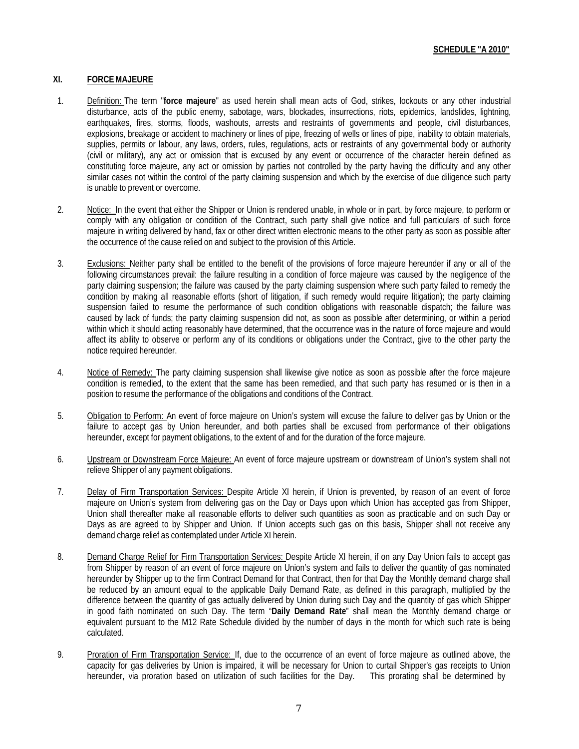**SCHEDULE "A 2010"**

## XI. FORCE MAJEURE

1. Definition: The term "**force majeure**" as used herein shall mean acts of God, strikes, lockouts or any other industrial disturbance, acts of the public enemy, sabotage, wars, blockades, insurrections, riots, epidemics, landslides, lightning, earthquakes, fires, storms, floods, washouts, arrests and restraints of governments and people, civil disturbances, explosions, breakage or accident to machinery or lines of pipe, freezing of wells or lines of pipe, inability to obtain materials, supplies, permits or labour, any laws, orders, rules, regulations, acts or restraints of any governmental body or authority (civil or military), any act or omission that is excused by any event or occurrence of the character herein defined as constituting force majeure, any act or omission by parties not controlled by the party having the difficulty and any other similar cases not within the control of the party claiming suspension and which by the exercise of due diligence such party is unable to prevent or overcome.

2. Notice: In the event that either the Shipper or Union is rendered unable, in whole or in part, by force majeure, to perform or comply with any obligation or condition of the Contract, such party shall give notice and full particulars of such force majeure in writing delivered by hand, fax or other direct written electronic means to the other party as soon as possible after the occurrence of the cause relied on and subject to the provision of this Article.

3. Exclusions: Neither party shall be entitled to the benefit of the provisions of force majeure hereunder if any or all of the following circumstances prevail: the failure resulting in a condition of force majeure was caused by the negligence of the party claiming suspension; the failure was caused by the party claiming suspension where such party failed to remedy the condition by making all reasonable efforts (short of litigation, if such remedy would require litigation); the party claiming suspension failed to resume the performance of such condition obligations with reasonable dispatch; the failure was caused by lack of funds; the party claiming suspension did not, as soon as possible after determining, or within a period within which it should acting reasonably have determined, that the occurrence was in the nature of force majeure and would affect its ability to observe or perform any of its conditions or obligations under the Contract, give to the other party the notice required hereunder.

4. Notice of Remedy: The party claiming suspension shall likewise give notice as soon as possible after the force majeure condition is remedied, to the extent that the same has been remedied, and that such party has resumed or is then in a position to resume the performance of the obligations and conditions of the Contract.

5. Obligation to Perform: An event of force majeure on Union's system will excuse the failure to deliver gas by Union or the failure to accept gas by Union hereunder, and both parties shall be excused from performance of their obligations hereunder, except for payment obligations, to the extent of and for the duration of the force majeure.

6. Upstream or Downstream Force Majeure: An event of force majeure upstream or downstream of Union's system shall not relieve Shipper of any payment obligations.

7. Delay of Firm Transportation Services: Despite Article XI herein, if Union is prevented, by reason of an event of force majeure on Union's system from delivering gas on the Day or Days upon which Union has accepted gas from Shipper, Union shall thereafter make all reasonable efforts to deliver such quantities as soon as practicable and on such Day or Days as are agreed to by Shipper and Union. If Union accepts such gas on this basis, Shipper shall not receive any demand charge relief as contemplated under Article XI herein.

8. Demand Charge Relief for Firm Transportation Services: Despite Article XI herein, if on any Day Union fails to accept gas from Shipper by reason of an event of force majeure on Union's system and fails to deliver the quantity of gas nominated hereunder by Shipper up to the firm Contract Demand for that Contract, then for that Day the Monthly demand charge shall be reduced by an amount equal to the applicable Daily Demand Rate, as defined in this paragraph, multiplied by the difference between the quantity of gas actually delivered by Union during such Day and the quantity of gas which Shipper in good faith nominated on such Day. The term "**Daily Demand Rate**" shall mean the Monthly demand charge or equivalent pursuant to the M12 Rate Schedule divided by the number of days in the month for which such rate is being calculated.

9. Proration of Firm Transportation Service: If, due to the occurrence of an event of force majeure as outlined above, the capacity for gas deliveries by Union is impaired, it will be necessary for Union to curtail Shipper's gas receipts to Union hereunder, via proration based on utilization of such facilities for the Day. This prorating shall be determined by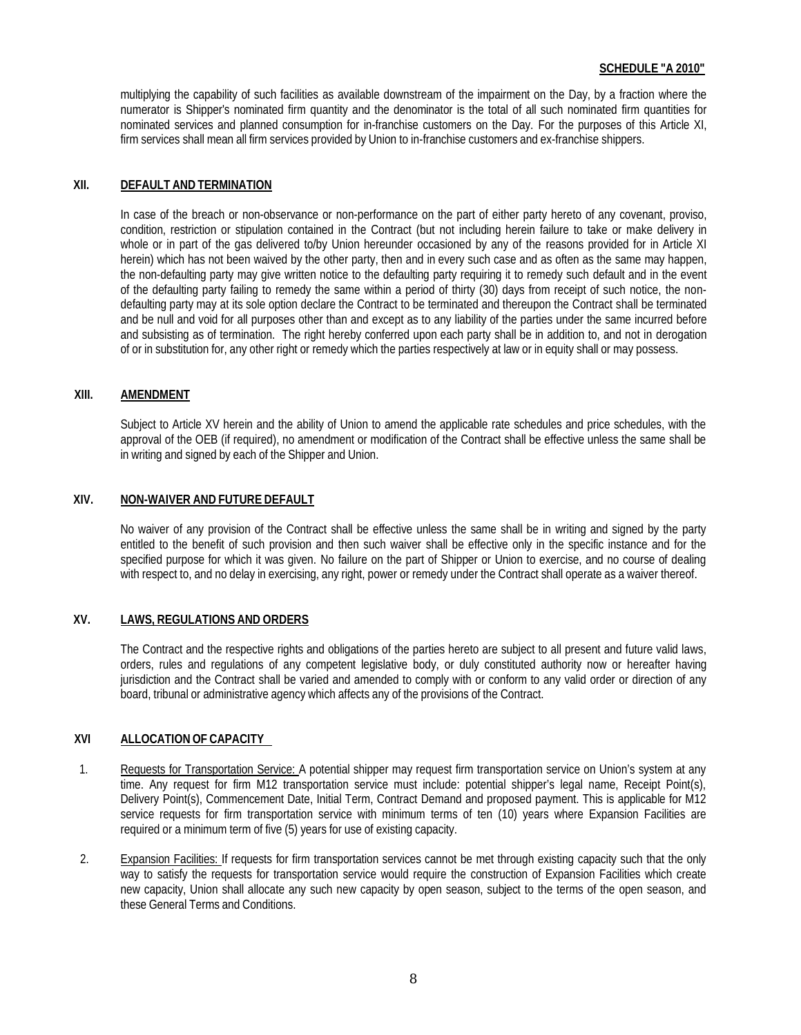multiplying the capability of such facilities as available downstream of the impairment on the Day, by a fraction where the numerator is Shipper's nominated firm quantity and the denominator is the total of all such nominated firm quantities for nominated services and planned consumption for in-franchise customers on the Day. For the purposes of this Article XI, firm services shall mean all firm services provided by Union to in-franchise customers and ex-franchise shippers.

## XII. DEFAULT AND TERMINATION

In case of the breach or non-observance or non-performance on the part of either party hereto of any covenant, proviso, condition, restriction or stipulation contained in the Contract (but not including herein failure to take or make delivery in whole or in part of the gas delivered to/by Union hereunder occasioned by any of the reasons provided for in Article XI herein) which has not been waived by the other party, then and in every such case and as often as the same may happen, the non-defaulting party may give written notice to the defaulting party requiring it to remedy such default and in the event of the defaulting party failing to remedy the same within a period of thirty (30) days from receipt of such notice, the non-defaulting party may at its sole option declare the Contract to be terminated and thereupon the Contract shall be terminated and be null and void for all purposes other than and except as to any liability of the parties under the same incurred before and subsisting as of termination. The right hereby conferred upon each party shall be in addition to, and not in derogation of or in substitution for, any other right or remedy which the parties respectively at law or in equity shall or may possess.

## XIII. AMENDMENT

Subject to Article XV herein and the ability of Union to amend the applicable rate schedules and price schedules, with the approval of the OEB (if required), no amendment or modification of the Contract shall be effective unless the same shall be in writing and signed by each of the Shipper and Union.

## XIV. NON-WAIVER AND FUTURE DEFAULT

No waiver of any provision of the Contract shall be effective unless the same shall be in writing and signed by the party entitled to the benefit of such provision and then such waiver shall be effective only in the specific instance and for the specified purpose for which it was given. No failure on the part of Shipper or Union to exercise, and no course of dealing with respect to, and no delay in exercising, any right, power or remedy under the Contract shall operate as a waiver thereof.

## XV. LAWS, REGULATIONS AND ORDERS

The Contract and the respective rights and obligations of the parties hereto are subject to all present and future valid laws, orders, rules and regulations of any competent legislative body, or duly constituted authority now or hereafter having jurisdiction and the Contract shall be varied and amended to comply with or conform to any valid order or direction of any board, tribunal or administrative agency which affects any of the provisions of the Contract.

## XVI ALLOCATION OF CAPACITY

1. Requests for Transportation Service: A potential shipper may request firm transportation service on Union's system at any time. Any request for firm M12 transportation service must include: potential shipper's legal name, Receipt Point(s), Delivery Point(s), Commencement Date, Initial Term, Contract Demand and proposed payment. This is applicable for M12 service requests for firm transportation service with minimum terms of ten (10) years where Expansion Facilities are required or a minimum term of five (5) years for use of existing capacity.

2. Expansion Facilities: If requests for firm transportation services cannot be met through existing capacity such that the only way to satisfy the requests for transportation service would require the construction of Expansion Facilities which create new capacity, Union shall allocate any such new capacity by open season, subject to the terms of the open season, and these General Terms and Conditions.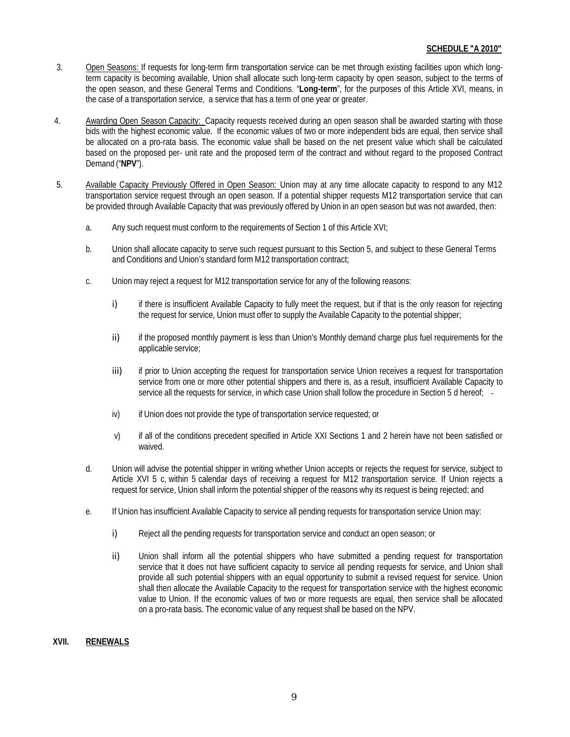**SCHEDULE "A 2010"**

3. Open Seasons: If requests for long-term firm transportation service can be met through existing facilities upon which long-term capacity is becoming available, Union shall allocate such long-term capacity by open season, subject to the terms of the open season, and these General Terms and Conditions. "**Long-term**", for the purposes of this Article XVI, means, in the case of a transportation service, a service that has a term of one year or greater.

4. Awarding Open Season Capacity: Capacity requests received during an open season shall be awarded starting with those bids with the highest economic value. If the economic values of two or more independent bids are equal, then service shall be allocated on a pro-rata basis. The economic value shall be based on the net present value which shall be calculated based on the proposed per- unit rate and the proposed term of the contract and without regard to the proposed Contract Demand ("**NPV**").

5. Available Capacity Previously Offered in Open Season: Union may at any time allocate capacity to respond to any M12 transportation service request through an open season. If a potential shipper requests M12 transportation service that can be provided through Available Capacity that was previously offered by Union in an open season but was not awarded, then:

   a. Any such request must conform to the requirements of Section 1 of this Article XVI;

   b. Union shall allocate capacity to serve such request pursuant to this Section 5, and subject to these General Terms and Conditions and Union's standard form M12 transportation contract;

   c. Union may reject a request for M12 transportation service for any of the following reasons:

      i) if there is insufficient Available Capacity to fully meet the request, but if that is the only reason for rejecting the request for service, Union must offer to supply the Available Capacity to the potential shipper;

      ii) if the proposed monthly payment is less than Union's Monthly demand charge plus fuel requirements for the applicable service;

      iii) if prior to Union accepting the request for transportation service Union receives a request for transportation service from one or more other potential shippers and there is, as a result, insufficient Available Capacity to service all the requests for service, in which case Union shall follow the procedure in Section 5 d hereof;

      iv) if Union does not provide the type of transportation service requested; or

      v) if all of the conditions precedent specified in Article XXI Sections 1 and 2 herein have not been satisfied or waived.

   d. Union will advise the potential shipper in writing whether Union accepts or rejects the request for service, subject to Article XVI 5 c, within 5 calendar days of receiving a request for M12 transportation service. If Union rejects a request for service, Union shall inform the potential shipper of the reasons why its request is being rejected; and

   e. If Union has insufficient Available Capacity to service all pending requests for transportation service Union may:

      i) Reject all the pending requests for transportation service and conduct an open season; or

      ii) Union shall inform all the potential shippers who have submitted a pending request for transportation service that it does not have sufficient capacity to service all pending requests for service, and Union shall provide all such potential shippers with an equal opportunity to submit a revised request for service. Union shall then allocate the Available Capacity to the request for transportation service with the highest economic value to Union. If the economic values of two or more requests are equal, then service shall be allocated on a pro-rata basis. The economic value of any request shall be based on the NPV.

## XVII. RENEWALS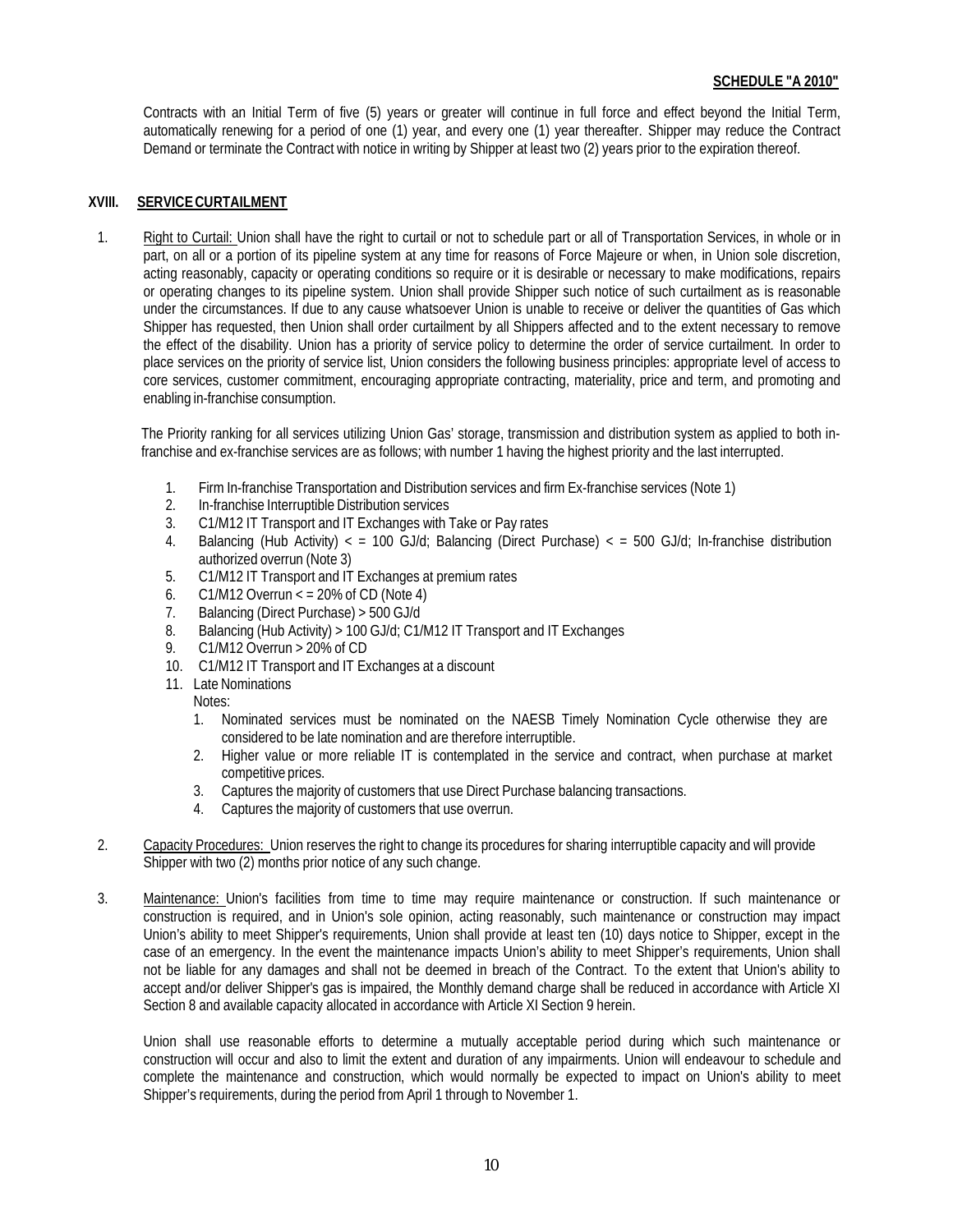Contracts with an Initial Term of five (5) years or greater will continue in full force and effect beyond the Initial Term, automatically renewing for a period of one (1) year, and every one (1) year thereafter. Shipper may reduce the Contract Demand or terminate the Contract with notice in writing by Shipper at least two (2) years prior to the expiration thereof.

## XVIII. SERVICE CURTAILMENT

1. Right to Curtail: Union shall have the right to curtail or not to schedule part or all of Transportation Services, in whole or in part, on all or a portion of its pipeline system at any time for reasons of Force Majeure or when, in Union sole discretion, acting reasonably, capacity or operating conditions so require or it is desirable or necessary to make modifications, repairs or operating changes to its pipeline system. Union shall provide Shipper such notice of such curtailment as is reasonable under the circumstances. If due to any cause whatsoever Union is unable to receive or deliver the quantities of Gas which Shipper has requested, then Union shall order curtailment by all Shippers affected and to the extent necessary to remove the effect of the disability. Union has a priority of service policy to determine the order of service curtailment. In order to place services on the priority of service list, Union considers the following business principles: appropriate level of access to core services, customer commitment, encouraging appropriate contracting, materiality, price and term, and promoting and enabling in-franchise consumption.

   The Priority ranking for all services utilizing Union Gas' storage, transmission and distribution system as applied to both in-franchise and ex-franchise services are as follows; with number 1 having the highest priority and the last interrupted.

   1. Firm In-franchise Transportation and Distribution services and firm Ex-franchise services (Note 1)
   2. In-franchise Interruptible Distribution services
   3. C1/M12 IT Transport and IT Exchanges with Take or Pay rates
   4. Balancing (Hub Activity) < = 100 GJ/d; Balancing (Direct Purchase) < = 500 GJ/d; In-franchise distribution authorized overrun (Note 3)
   5. C1/M12 IT Transport and IT Exchanges at premium rates
   6. C1/M12 Overrun < = 20% of CD (Note 4)
   7. Balancing (Direct Purchase) > 500 GJ/d
   8. Balancing (Hub Activity) > 100 GJ/d; C1/M12 IT Transport and IT Exchanges
   9. C1/M12 Overrun > 20% of CD
   10. C1/M12 IT Transport and IT Exchanges at a discount
   11. Late Nominations

   Notes:

   1. Nominated services must be nominated on the NAESB Timely Nomination Cycle otherwise they are considered to be late nomination and are therefore interruptible.
   2. Higher value or more reliable IT is contemplated in the service and contract, when purchase at market competitive prices.
   3. Captures the majority of customers that use Direct Purchase balancing transactions.
   4. Captures the majority of customers that use overrun.

2. Capacity Procedures: Union reserves the right to change its procedures for sharing interruptible capacity and will provide Shipper with two (2) months prior notice of any such change.

3. Maintenance: Union's facilities from time to time may require maintenance or construction. If such maintenance or construction is required, and in Union's sole opinion, acting reasonably, such maintenance or construction may impact Union's ability to meet Shipper's requirements, Union shall provide at least ten (10) days notice to Shipper, except in the case of an emergency. In the event the maintenance impacts Union's ability to meet Shipper's requirements, Union shall not be liable for any damages and shall not be deemed in breach of the Contract. To the extent that Union's ability to accept and/or deliver Shipper's gas is impaired, the Monthly demand charge shall be reduced in accordance with Article XI Section 8 and available capacity allocated in accordance with Article XI Section 9 herein.

   Union shall use reasonable efforts to determine a mutually acceptable period during which such maintenance or construction will occur and also to limit the extent and duration of any impairments. Union will endeavour to schedule and complete the maintenance and construction, which would normally be expected to impact on Union's ability to meet Shipper's requirements, during the period from April 1 through to November 1.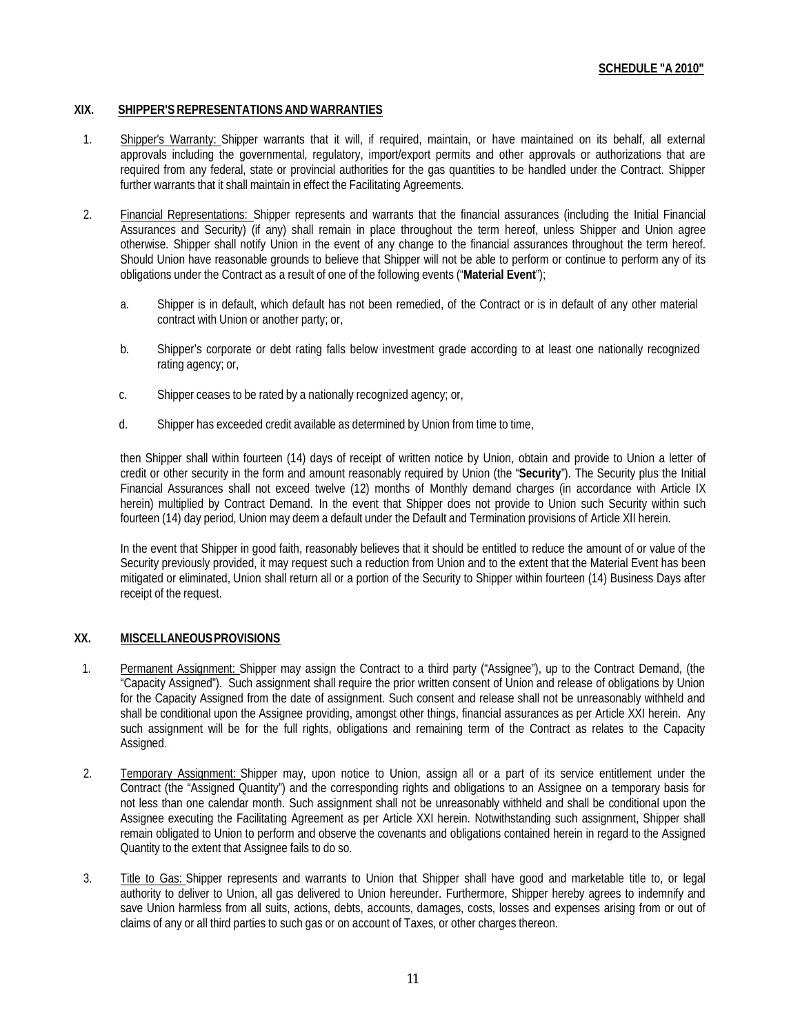**SCHEDULE "A 2010"**

## XIX. SHIPPER'S REPRESENTATIONS AND WARRANTIES

1. Shipper's Warranty: Shipper warrants that it will, if required, maintain, or have maintained on its behalf, all external approvals including the governmental, regulatory, import/export permits and other approvals or authorizations that are required from any federal, state or provincial authorities for the gas quantities to be handled under the Contract. Shipper further warrants that it shall maintain in effect the Facilitating Agreements.

2. Financial Representations: Shipper represents and warrants that the financial assurances (including the Initial Financial Assurances and Security) (if any) shall remain in place throughout the term hereof, unless Shipper and Union agree otherwise. Shipper shall notify Union in the event of any change to the financial assurances throughout the term hereof. Should Union have reasonable grounds to believe that Shipper will not be able to perform or continue to perform any of its obligations under the Contract as a result of one of the following events ("**Material Event**");

   a. Shipper is in default, which default has not been remedied, of the Contract or is in default of any other material contract with Union or another party; or,

   b. Shipper's corporate or debt rating falls below investment grade according to at least one nationally recognized rating agency; or,

   c. Shipper ceases to be rated by a nationally recognized agency; or,

   d. Shipper has exceeded credit available as determined by Union from time to time,

   then Shipper shall within fourteen (14) days of receipt of written notice by Union, obtain and provide to Union a letter of credit or other security in the form and amount reasonably required by Union (the "**Security**"). The Security plus the Initial Financial Assurances shall not exceed twelve (12) months of Monthly demand charges (in accordance with Article IX herein) multiplied by Contract Demand. In the event that Shipper does not provide to Union such Security within such fourteen (14) day period, Union may deem a default under the Default and Termination provisions of Article XII herein.

   In the event that Shipper in good faith, reasonably believes that it should be entitled to reduce the amount of or value of the Security previously provided, it may request such a reduction from Union and to the extent that the Material Event has been mitigated or eliminated, Union shall return all or a portion of the Security to Shipper within fourteen (14) Business Days after receipt of the request.

## XX. MISCELLANEOUS PROVISIONS

1. Permanent Assignment: Shipper may assign the Contract to a third party ("Assignee"), up to the Contract Demand, (the "Capacity Assigned"). Such assignment shall require the prior written consent of Union and release of obligations by Union for the Capacity Assigned from the date of assignment. Such consent and release shall not be unreasonably withheld and shall be conditional upon the Assignee providing, amongst other things, financial assurances as per Article XXI herein. Any such assignment will be for the full rights, obligations and remaining term of the Contract as relates to the Capacity Assigned.

2. Temporary Assignment: Shipper may, upon notice to Union, assign all or a part of its service entitlement under the Contract (the "Assigned Quantity") and the corresponding rights and obligations to an Assignee on a temporary basis for not less than one calendar month. Such assignment shall not be unreasonably withheld and shall be conditional upon the Assignee executing the Facilitating Agreement as per Article XXI herein. Notwithstanding such assignment, Shipper shall remain obligated to Union to perform and observe the covenants and obligations contained herein in regard to the Assigned Quantity to the extent that Assignee fails to do so.

3. Title to Gas: Shipper represents and warrants to Union that Shipper shall have good and marketable title to, or legal authority to deliver to Union, all gas delivered to Union hereunder. Furthermore, Shipper hereby agrees to indemnify and save Union harmless from all suits, actions, debts, accounts, damages, costs, losses and expenses arising from or out of claims of any or all third parties to such gas or on account of Taxes, or other charges thereon.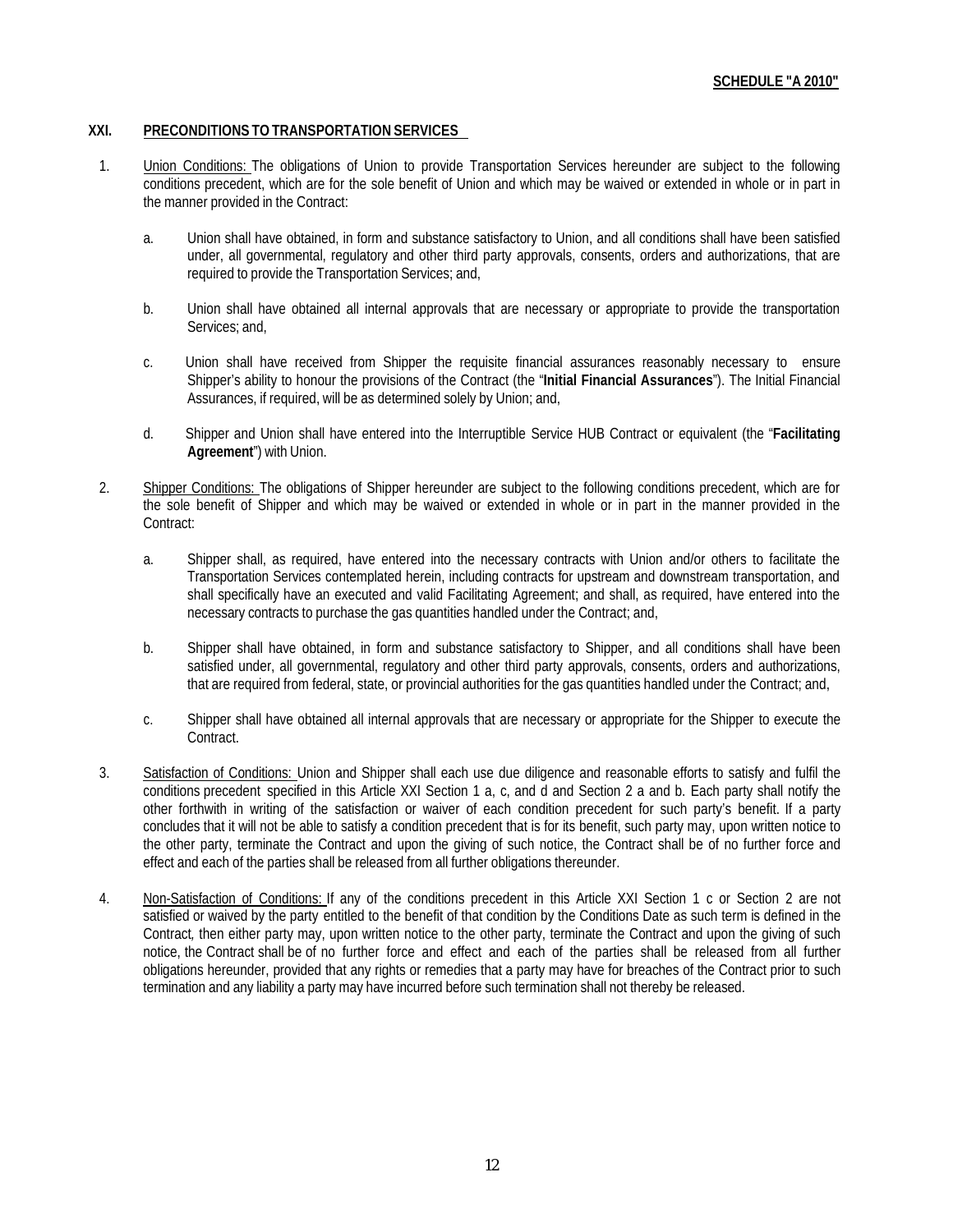**SCHEDULE "A 2010"**

## XXI. PRECONDITIONS TO TRANSPORTATION SERVICES

1. Union Conditions: The obligations of Union to provide Transportation Services hereunder are subject to the following conditions precedent, which are for the sole benefit of Union and which may be waived or extended in whole or in part in the manner provided in the Contract:

   a. Union shall have obtained, in form and substance satisfactory to Union, and all conditions shall have been satisfied under, all governmental, regulatory and other third party approvals, consents, orders and authorizations, that are required to provide the Transportation Services; and,

   b. Union shall have obtained all internal approvals that are necessary or appropriate to provide the transportation Services; and,

   c. Union shall have received from Shipper the requisite financial assurances reasonably necessary to ensure Shipper's ability to honour the provisions of the Contract (the "**Initial Financial Assurances**"). The Initial Financial Assurances, if required, will be as determined solely by Union; and,

   d. Shipper and Union shall have entered into the Interruptible Service HUB Contract or equivalent (the "**Facilitating Agreement**") with Union.

2. Shipper Conditions: The obligations of Shipper hereunder are subject to the following conditions precedent, which are for the sole benefit of Shipper and which may be waived or extended in whole or in part in the manner provided in the Contract:

   a. Shipper shall, as required, have entered into the necessary contracts with Union and/or others to facilitate the Transportation Services contemplated herein, including contracts for upstream and downstream transportation, and shall specifically have an executed and valid Facilitating Agreement; and shall, as required, have entered into the necessary contracts to purchase the gas quantities handled under the Contract; and,

   b. Shipper shall have obtained, in form and substance satisfactory to Shipper, and all conditions shall have been satisfied under, all governmental, regulatory and other third party approvals, consents, orders and authorizations, that are required from federal, state, or provincial authorities for the gas quantities handled under the Contract; and,

   c. Shipper shall have obtained all internal approvals that are necessary or appropriate for the Shipper to execute the Contract.

3. Satisfaction of Conditions: Union and Shipper shall each use due diligence and reasonable efforts to satisfy and fulfil the conditions precedent specified in this Article XXI Section 1 a, c, and d and Section 2 a and b. Each party shall notify the other forthwith in writing of the satisfaction or waiver of each condition precedent for such party's benefit. If a party concludes that it will not be able to satisfy a condition precedent that is for its benefit, such party may, upon written notice to the other party, terminate the Contract and upon the giving of such notice, the Contract shall be of no further force and effect and each of the parties shall be released from all further obligations thereunder.

4. Non-Satisfaction of Conditions: If any of the conditions precedent in this Article XXI Section 1 c or Section 2 are not satisfied or waived by the party entitled to the benefit of that condition by the Conditions Date as such term is defined in the Contract, then either party may, upon written notice to the other party, terminate the Contract and upon the giving of such notice, the Contract shall be of no further force and effect and each of the parties shall be released from all further obligations hereunder, provided that any rights or remedies that a party may have for breaches of the Contract prior to such termination and any liability a party may have incurred before such termination shall not thereby be released.